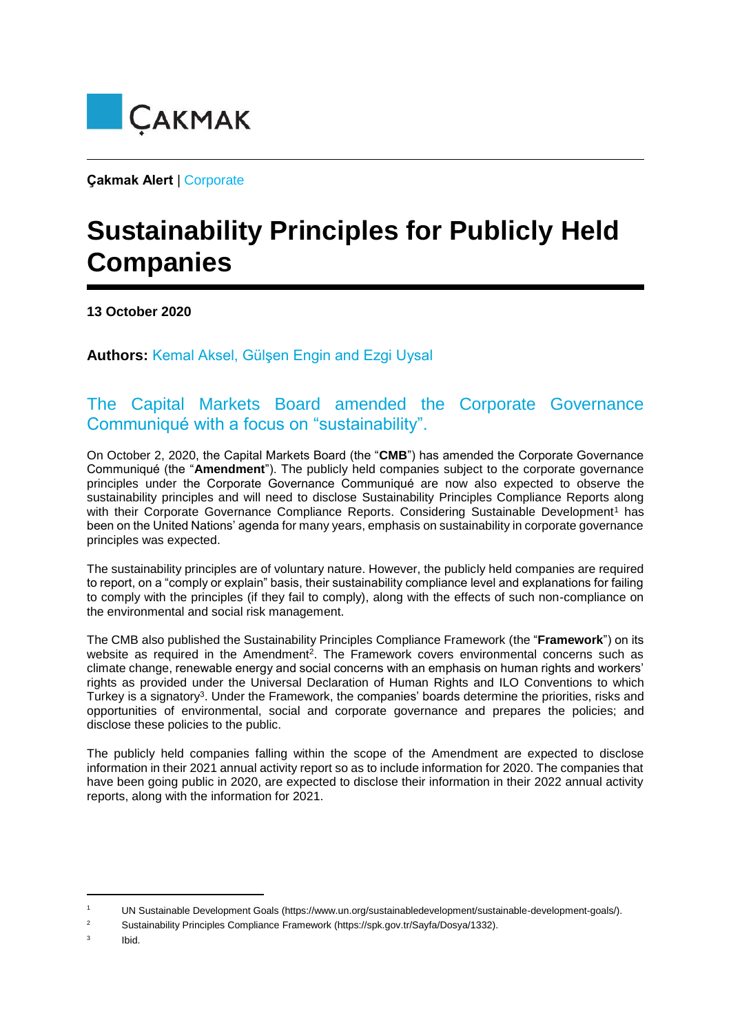ÇAKMAK

**Çakmak Alert** | Corporate

# Sustainability Principles for Publicly Held Companies

**13 October 2020**

**Authors:** Kemal Aksel, Gülşen Engin and Ezgi Uysal

## The Capital Markets Board amended the Corporate Governance Communiqué with a focus on "sustainability".

On October 2, 2020, the Capital Markets Board (the "**CMB**") has amended the Corporate Governance Communiqué (the "**Amendment**"). The publicly held companies subject to the corporate governance principles under the Corporate Governance Communiqué are now also expected to observe the sustainability principles and will need to disclose Sustainability Principles Compliance Reports along with their Corporate Governance Compliance Reports. Considering Sustainable Development[1] has been on the United Nations' agenda for many years, emphasis on sustainability in corporate governance principles was expected.

The sustainability principles are of voluntary nature. However, the publicly held companies are required to report, on a "comply or explain" basis, their sustainability compliance level and explanations for failing to comply with the principles (if they fail to comply), along with the effects of such non-compliance on the environmental and social risk management.

The CMB also published the Sustainability Principles Compliance Framework (the "**Framework**") on its website as required in the Amendment[2]. The Framework covers environmental concerns such as climate change, renewable energy and social concerns with an emphasis on human rights and workers' rights as provided under the Universal Declaration of Human Rights and ILO Conventions to which Turkey is a signatory[3]. Under the Framework, the companies' boards determine the priorities, risks and opportunities of environmental, social and corporate governance and prepares the policies; and disclose these policies to the public.

The publicly held companies falling within the scope of the Amendment are expected to disclose information in their 2021 annual activity report so as to include information for 2020. The companies that have been going public in 2020, are expected to disclose their information in their 2022 annual activity reports, along with the information for 2021.

---

[1] UN Sustainable Development Goals (https://www.un.org/sustainabledevelopment/sustainable-development-goals/).

[2] Sustainability Principles Compliance Framework (https://spk.gov.tr/Sayfa/Dosya/1332).

[3] Ibid.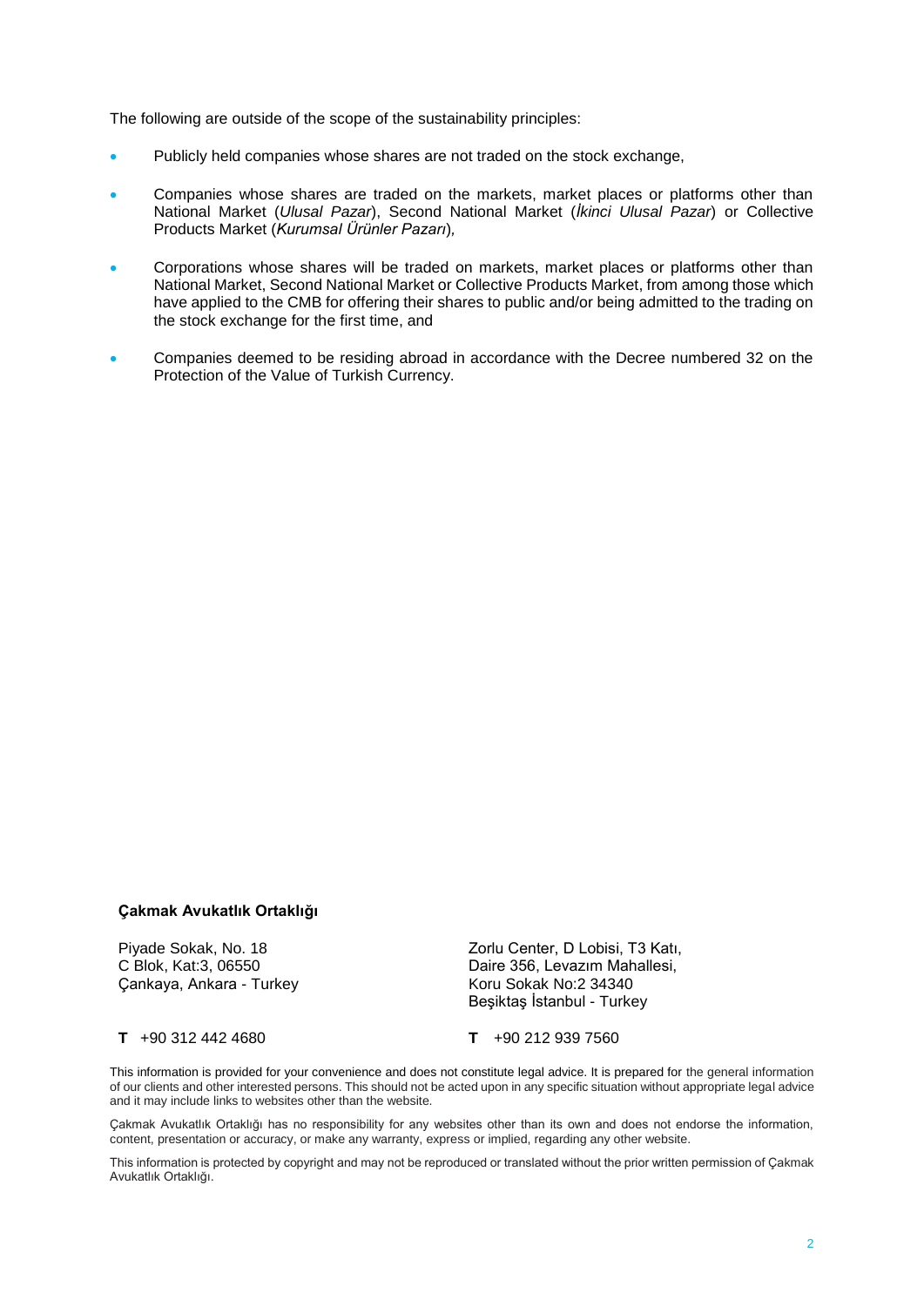The following are outside of the scope of the sustainability principles:

- Publicly held companies whose shares are not traded on the stock exchange,
- Companies whose shares are traded on the markets, market places or platforms other than National Market (*Ulusal Pazar*), Second National Market (*İkinci Ulusal Pazar*) or Collective Products Market (*Kurumsal Ürünler Pazarı*),
- Corporations whose shares will be traded on markets, market places or platforms other than National Market, Second National Market or Collective Products Market, from among those which have applied to the CMB for offering their shares to public and/or being admitted to the trading on the stock exchange for the first time, and
- Companies deemed to be residing abroad in accordance with the Decree numbered 32 on the Protection of the Value of Turkish Currency.

**Çakmak Avukatlık Ortaklığı**

Piyade Sokak, No. 18
C Blok, Kat:3, 06550
Çankaya, Ankara - Turkey

**T** +90 312 442 4680

Zorlu Center, D Lobisi, T3 Katı,
Daire 356, Levazım Mahallesi,
Koru Sokak No:2 34340
Beşiktaş İstanbul - Turkey

**T** +90 212 939 7560

This information is provided for your convenience and does not constitute legal advice. It is prepared for the general information of our clients and other interested persons. This should not be acted upon in any specific situation without appropriate legal advice and it may include links to websites other than the website.

Çakmak Avukatlık Ortaklığı has no responsibility for any websites other than its own and does not endorse the information, content, presentation or accuracy, or make any warranty, express or implied, regarding any other website.

This information is protected by copyright and may not be reproduced or translated without the prior written permission of Çakmak Avukatlık Ortaklığı.